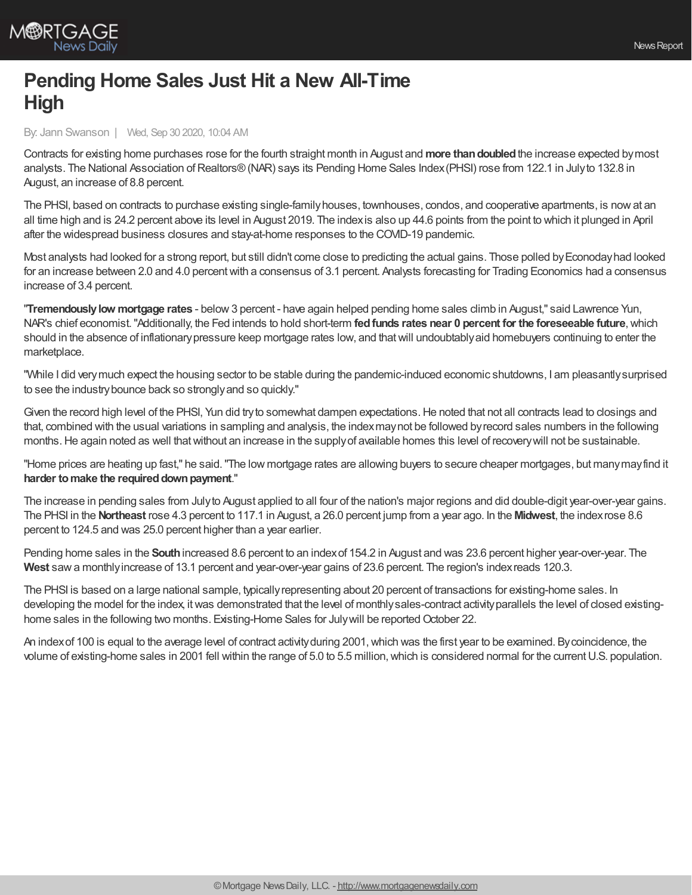# Pending Home Sales Just Hit a New All-Time High

By: Jann Swanson | Wed, Sep 30 2020, 10:04 AM

Contracts for existing home purchases rose for the fourth straight month in August and **more than doubled** the increase expected by most analysts. The National Association of Realtors® (NAR) says its Pending Home Sales Index (PHSI) rose from 122.1 in July to 132.8 in August, an increase of 8.8 percent.

The PHSI, based on contracts to purchase existing single-family houses, townhouses, condos, and cooperative apartments, is now at an all time high and is 24.2 percent above its level in August 2019. The index is also up 44.6 points from the point to which it plunged in April after the widespread business closures and stay-at-home responses to the COVID-19 pandemic.

Most analysts had looked for a strong report, but still didn't come close to predicting the actual gains. Those polled by Econoday had looked for an increase between 2.0 and 4.0 percent with a consensus of 3.1 percent. Analysts forecasting for Trading Economics had a consensus increase of 3.4 percent.

"**Tremendously low mortgage rates** - below 3 percent - have again helped pending home sales climb in August," said Lawrence Yun, NAR's chief economist. "Additionally, the Fed intends to hold short-term **fed funds rates near 0 percent for the foreseeable future**, which should in the absence of inflationary pressure keep mortgage rates low, and that will undoubtably aid homebuyers continuing to enter the marketplace.

"While I did very much expect the housing sector to be stable during the pandemic-induced economic shutdowns, I am pleasantly surprised to see the industry bounce back so strongly and so quickly."

Given the record high level of the PHSI, Yun did try to somewhat dampen expectations. He noted that not all contracts lead to closings and that, combined with the usual variations in sampling and analysis, the index may not be followed by record sales numbers in the following months. He again noted as well that without an increase in the supply of available homes this level of recovery will not be sustainable.

"Home prices are heating up fast," he said. "The low mortgage rates are allowing buyers to secure cheaper mortgages, but many may find it **harder to make the required down payment**."

The increase in pending sales from July to August applied to all four of the nation's major regions and did double-digit year-over-year gains. The PHSI in the **Northeast** rose 4.3 percent to 117.1 in August, a 26.0 percent jump from a year ago. In the **Midwest**, the index rose 8.6 percent to 124.5 and was 25.0 percent higher than a year earlier.

Pending home sales in the **South** increased 8.6 percent to an index of 154.2 in August and was 23.6 percent higher year-over-year. The **West** saw a monthly increase of 13.1 percent and year-over-year gains of 23.6 percent. The region's index reads 120.3.

The PHSI is based on a large national sample, typically representing about 20 percent of transactions for existing-home sales. In developing the model for the index, it was demonstrated that the level of monthly sales-contract activity parallels the level of closed existing-home sales in the following two months. Existing-Home Sales for July will be reported October 22.

An index of 100 is equal to the average level of contract activity during 2001, which was the first year to be examined. By coincidence, the volume of existing-home sales in 2001 fell within the range of 5.0 to 5.5 million, which is considered normal for the current U.S. population.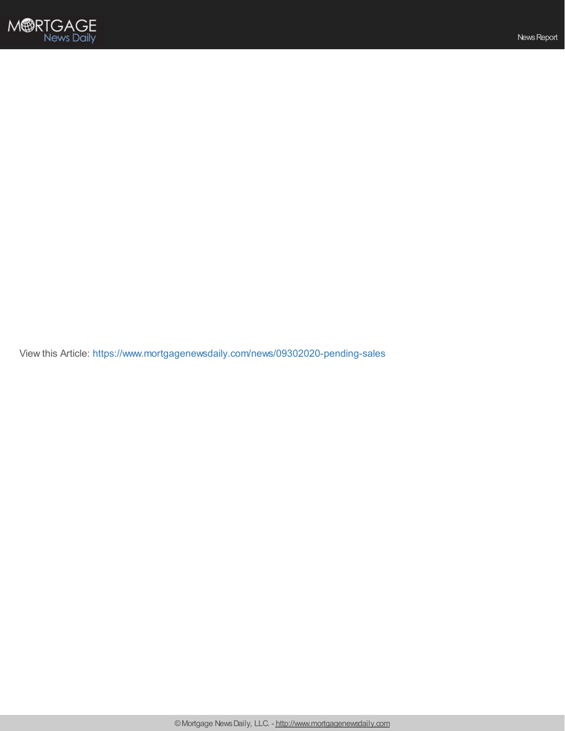View this Article: https://www.mortgagenewsdaily.com/news/09302020-pending-sales